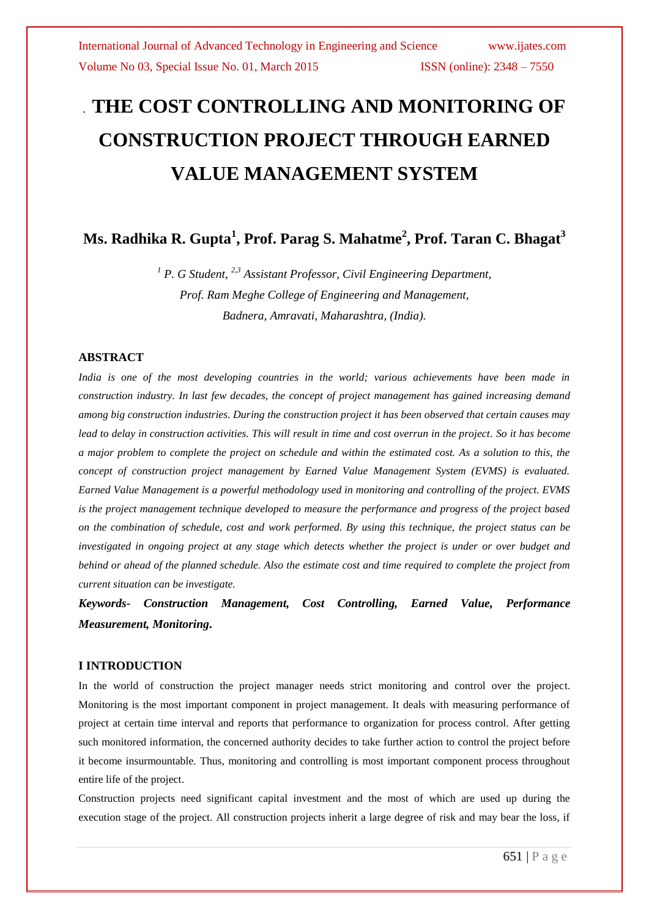# THE COST CONTROLLING AND MONITORING OF CONSTRUCTION PROJECT THROUGH EARNED VALUE MANAGEMENT SYSTEM

**Ms. Radhika R. Gupta[1], Prof. Parag S. Mahatme[2], Prof. Taran C. Bhagat[3]**

*[1] P. G Student, [2,3] Assistant Professor, Civil Engineering Department,*
*Prof. Ram Meghe College of Engineering and Management,*
*Badnera, Amravati, Maharashtra, (India).*

### ABSTRACT

*India is one of the most developing countries in the world; various achievements have been made in construction industry. In last few decades, the concept of project management has gained increasing demand among big construction industries. During the construction project it has been observed that certain causes may lead to delay in construction activities. This will result in time and cost overrun in the project. So it has become a major problem to complete the project on schedule and within the estimated cost. As a solution to this, the concept of construction project management by Earned Value Management System (EVMS) is evaluated. Earned Value Management is a powerful methodology used in monitoring and controlling of the project. EVMS is the project management technique developed to measure the performance and progress of the project based on the combination of schedule, cost and work performed. By using this technique, the project status can be investigated in ongoing project at any stage which detects whether the project is under or over budget and behind or ahead of the planned schedule. Also the estimate cost and time required to complete the project from current situation can be investigate.*

***Keywords- Construction Management, Cost Controlling, Earned Value, Performance Measurement, Monitoring.***

### I INTRODUCTION

In the world of construction the project manager needs strict monitoring and control over the project. Monitoring is the most important component in project management. It deals with measuring performance of project at certain time interval and reports that performance to organization for process control. After getting such monitored information, the concerned authority decides to take further action to control the project before it become insurmountable. Thus, monitoring and controlling is most important component process throughout entire life of the project.

Construction projects need significant capital investment and the most of which are used up during the execution stage of the project. All construction projects inherit a large degree of risk and may bear the loss, if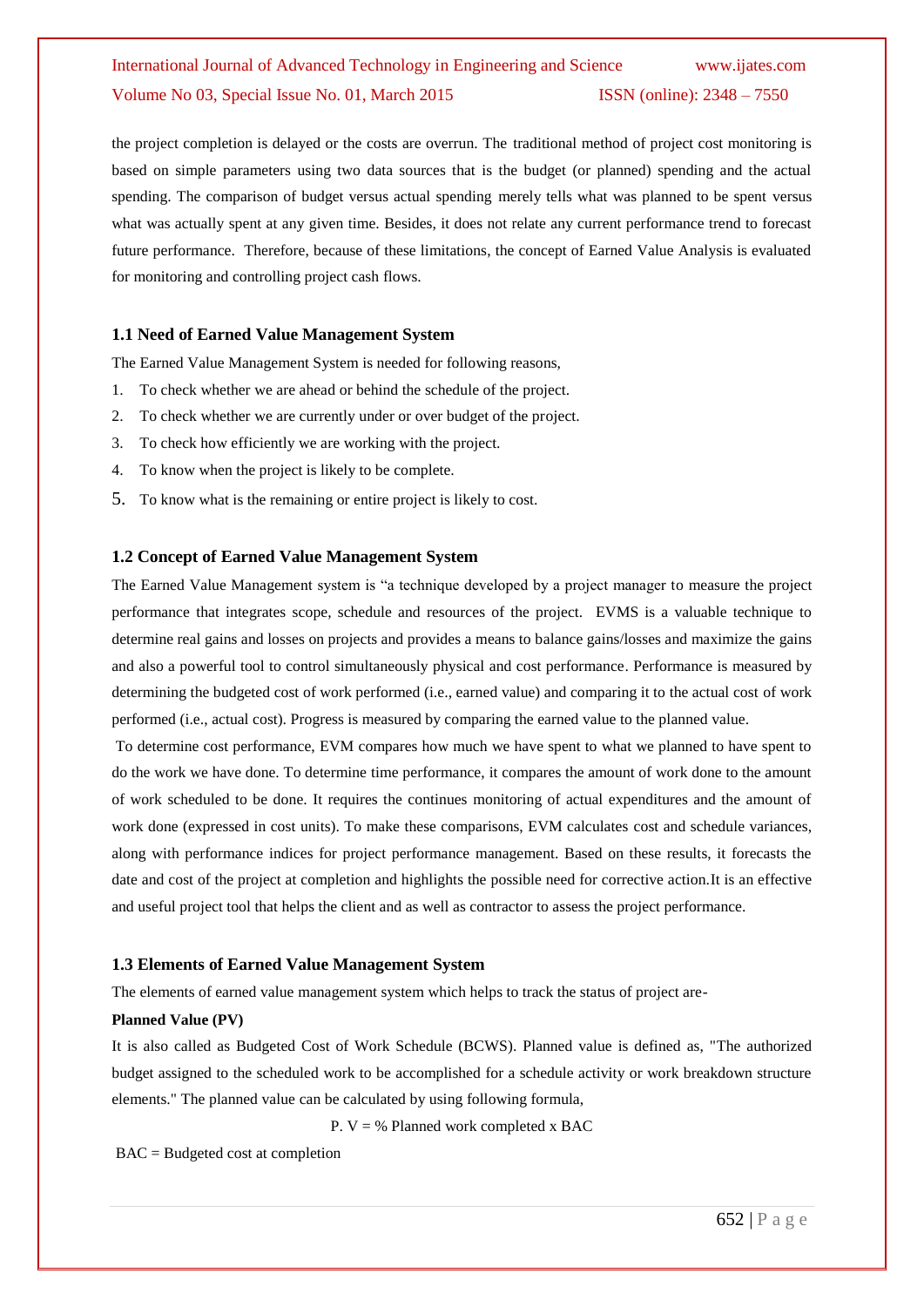the project completion is delayed or the costs are overrun. The traditional method of project cost monitoring is based on simple parameters using two data sources that is the budget (or planned) spending and the actual spending. The comparison of budget versus actual spending merely tells what was planned to be spent versus what was actually spent at any given time. Besides, it does not relate any current performance trend to forecast future performance. Therefore, because of these limitations, the concept of Earned Value Analysis is evaluated for monitoring and controlling project cash flows.

### 1.1 Need of Earned Value Management System

The Earned Value Management System is needed for following reasons,

1. To check whether we are ahead or behind the schedule of the project.
2. To check whether we are currently under or over budget of the project.
3. To check how efficiently we are working with the project.
4. To know when the project is likely to be complete.
5. To know what is the remaining or entire project is likely to cost.

### 1.2 Concept of Earned Value Management System

The Earned Value Management system is "a technique developed by a project manager to measure the project performance that integrates scope, schedule and resources of the project. EVMS is a valuable technique to determine real gains and losses on projects and provides a means to balance gains/losses and maximize the gains and also a powerful tool to control simultaneously physical and cost performance. Performance is measured by determining the budgeted cost of work performed (i.e., earned value) and comparing it to the actual cost of work performed (i.e., actual cost). Progress is measured by comparing the earned value to the planned value.

To determine cost performance, EVM compares how much we have spent to what we planned to have spent to do the work we have done. To determine time performance, it compares the amount of work done to the amount of work scheduled to be done. It requires the continues monitoring of actual expenditures and the amount of work done (expressed in cost units). To make these comparisons, EVM calculates cost and schedule variances, along with performance indices for project performance management. Based on these results, it forecasts the date and cost of the project at completion and highlights the possible need for corrective action.It is an effective and useful project tool that helps the client and as well as contractor to assess the project performance.

### 1.3 Elements of Earned Value Management System

The elements of earned value management system which helps to track the status of project are-

**Planned Value (PV)**

It is also called as Budgeted Cost of Work Schedule (BCWS). Planned value is defined as, "The authorized budget assigned to the scheduled work to be accomplished for a schedule activity or work breakdown structure elements." The planned value can be calculated by using following formula,

$$P.\ V = \%\ \text{Planned work completed} \times BAC$$

BAC = Budgeted cost at completion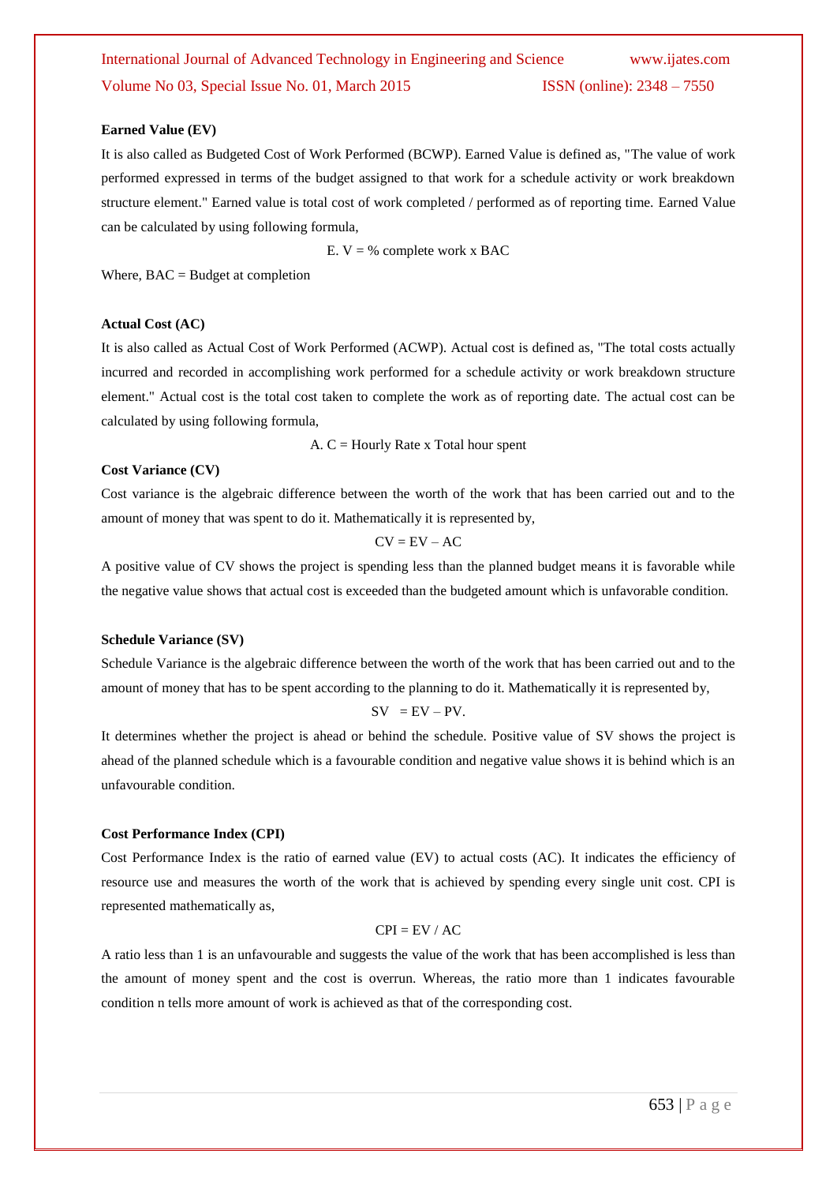**Earned Value (EV)**

It is also called as Budgeted Cost of Work Performed (BCWP). Earned Value is defined as, "The value of work performed expressed in terms of the budget assigned to that work for a schedule activity or work breakdown structure element." Earned value is total cost of work completed / performed as of reporting time. Earned Value can be calculated by using following formula,

$$E.V = \% \text{ complete work} \times BAC$$

Where, BAC = Budget at completion

**Actual Cost (AC)**

It is also called as Actual Cost of Work Performed (ACWP). Actual cost is defined as, "The total costs actually incurred and recorded in accomplishing work performed for a schedule activity or work breakdown structure element." Actual cost is the total cost taken to complete the work as of reporting date. The actual cost can be calculated by using following formula,

$$A.C = \text{Hourly Rate} \times \text{Total hour spent}$$

**Cost Variance (CV)**

Cost variance is the algebraic difference between the worth of the work that has been carried out and to the amount of money that was spent to do it. Mathematically it is represented by,

$$CV = EV - AC$$

A positive value of CV shows the project is spending less than the planned budget means it is favorable while the negative value shows that actual cost is exceeded than the budgeted amount which is unfavorable condition.

**Schedule Variance (SV)**

Schedule Variance is the algebraic difference between the worth of the work that has been carried out and to the amount of money that has to be spent according to the planning to do it. Mathematically it is represented by,

$$SV = EV - PV.$$

It determines whether the project is ahead or behind the schedule. Positive value of SV shows the project is ahead of the planned schedule which is a favourable condition and negative value shows it is behind which is an unfavourable condition.

**Cost Performance Index (CPI)**

Cost Performance Index is the ratio of earned value (EV) to actual costs (AC). It indicates the efficiency of resource use and measures the worth of the work that is achieved by spending every single unit cost. CPI is represented mathematically as,

$$CPI = EV / AC$$

A ratio less than 1 is an unfavourable and suggests the value of the work that has been accomplished is less than the amount of money spent and the cost is overrun. Whereas, the ratio more than 1 indicates favourable condition n tells more amount of work is achieved as that of the corresponding cost.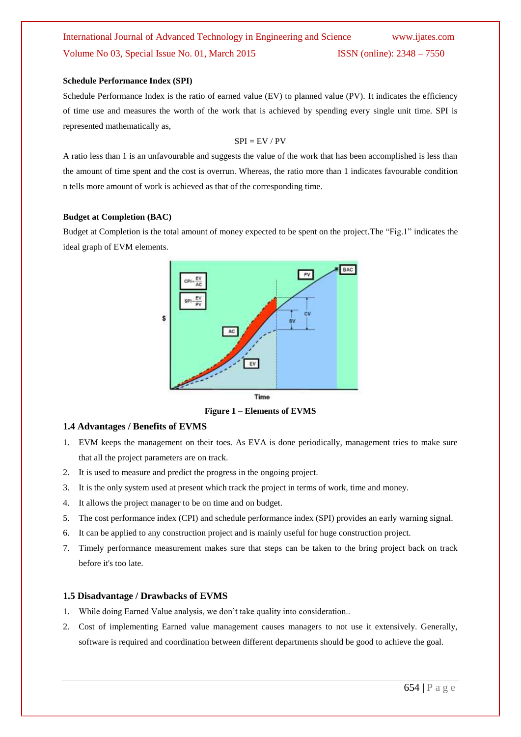**Schedule Performance Index (SPI)**

Schedule Performance Index is the ratio of earned value (EV) to planned value (PV). It indicates the efficiency of time use and measures the worth of the work that is achieved by spending every single unit time. SPI is represented mathematically as,

$$SPI = EV / PV$$

A ratio less than 1 is an unfavourable and suggests the value of the work that has been accomplished is less than the amount of time spent and the cost is overrun. Whereas, the ratio more than 1 indicates favourable condition n tells more amount of work is achieved as that of the corresponding time.

**Budget at Completion (BAC)**

Budget at Completion is the total amount of money expected to be spent on the project.The "Fig.1" indicates the ideal graph of EVM elements.

**Figure 1 – Elements of EVMS**

## 1.4 Advantages / Benefits of EVMS

1. EVM keeps the management on their toes. As EVA is done periodically, management tries to make sure that all the project parameters are on track.
2. It is used to measure and predict the progress in the ongoing project.
3. It is the only system used at present which track the project in terms of work, time and money.
4. It allows the project manager to be on time and on budget.
5. The cost performance index (CPI) and schedule performance index (SPI) provides an early warning signal.
6. It can be applied to any construction project and is mainly useful for huge construction project.
7. Timely performance measurement makes sure that steps can be taken to the bring project back on track before it's too late.

## 1.5 Disadvantage / Drawbacks of EVMS

1. While doing Earned Value analysis, we don't take quality into consideration..
2. Cost of implementing Earned value management causes managers to not use it extensively. Generally, software is required and coordination between different departments should be good to achieve the goal.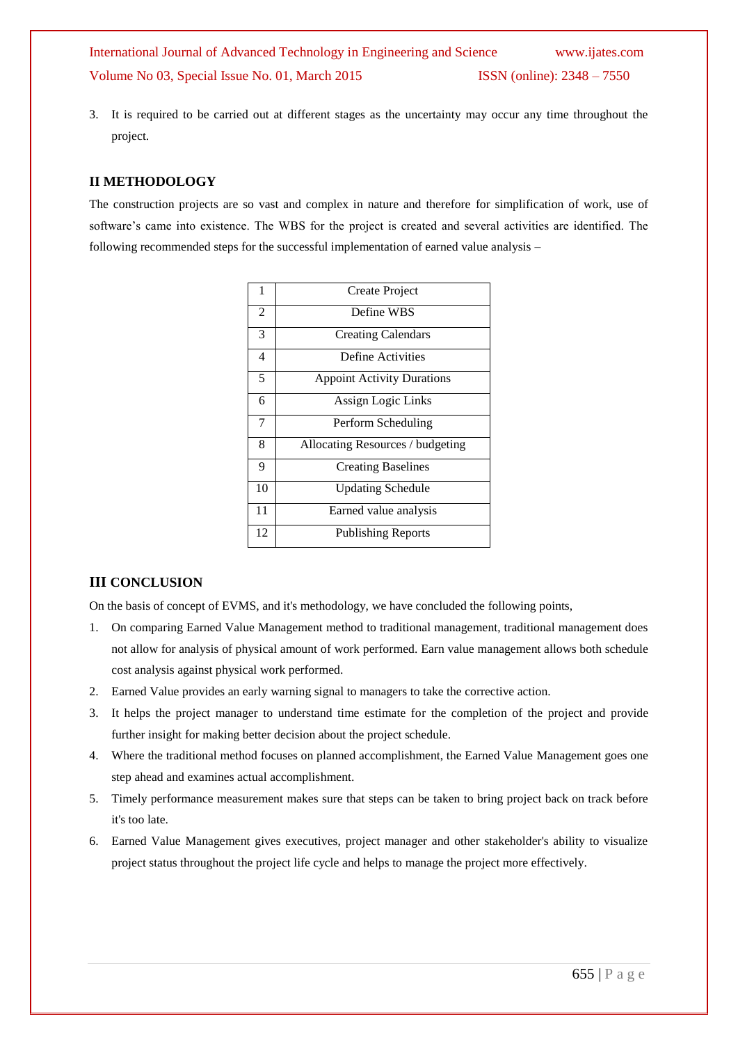3. It is required to be carried out at different stages as the uncertainty may occur any time throughout the project.

## II METHODOLOGY

The construction projects are so vast and complex in nature and therefore for simplification of work, use of software's came into existence. The WBS for the project is created and several activities are identified. The following recommended steps for the successful implementation of earned value analysis –

| | |
|---|---|
| 1 | Create Project |
| 2 | Define WBS |
| 3 | Creating Calendars |
| 4 | Define Activities |
| 5 | Appoint Activity Durations |
| 6 | Assign Logic Links |
| 7 | Perform Scheduling |
| 8 | Allocating Resources / budgeting |
| 9 | Creating Baselines |
| 10 | Updating Schedule |
| 11 | Earned value analysis |
| 12 | Publishing Reports |

## III CONCLUSION

On the basis of concept of EVMS, and it's methodology, we have concluded the following points,

1. On comparing Earned Value Management method to traditional management, traditional management does not allow for analysis of physical amount of work performed. Earn value management allows both schedule cost analysis against physical work performed.
2. Earned Value provides an early warning signal to managers to take the corrective action.
3. It helps the project manager to understand time estimate for the completion of the project and provide further insight for making better decision about the project schedule.
4. Where the traditional method focuses on planned accomplishment, the Earned Value Management goes one step ahead and examines actual accomplishment.
5. Timely performance measurement makes sure that steps can be taken to bring project back on track before it's too late.
6. Earned Value Management gives executives, project manager and other stakeholder's ability to visualize project status throughout the project life cycle and helps to manage the project more effectively.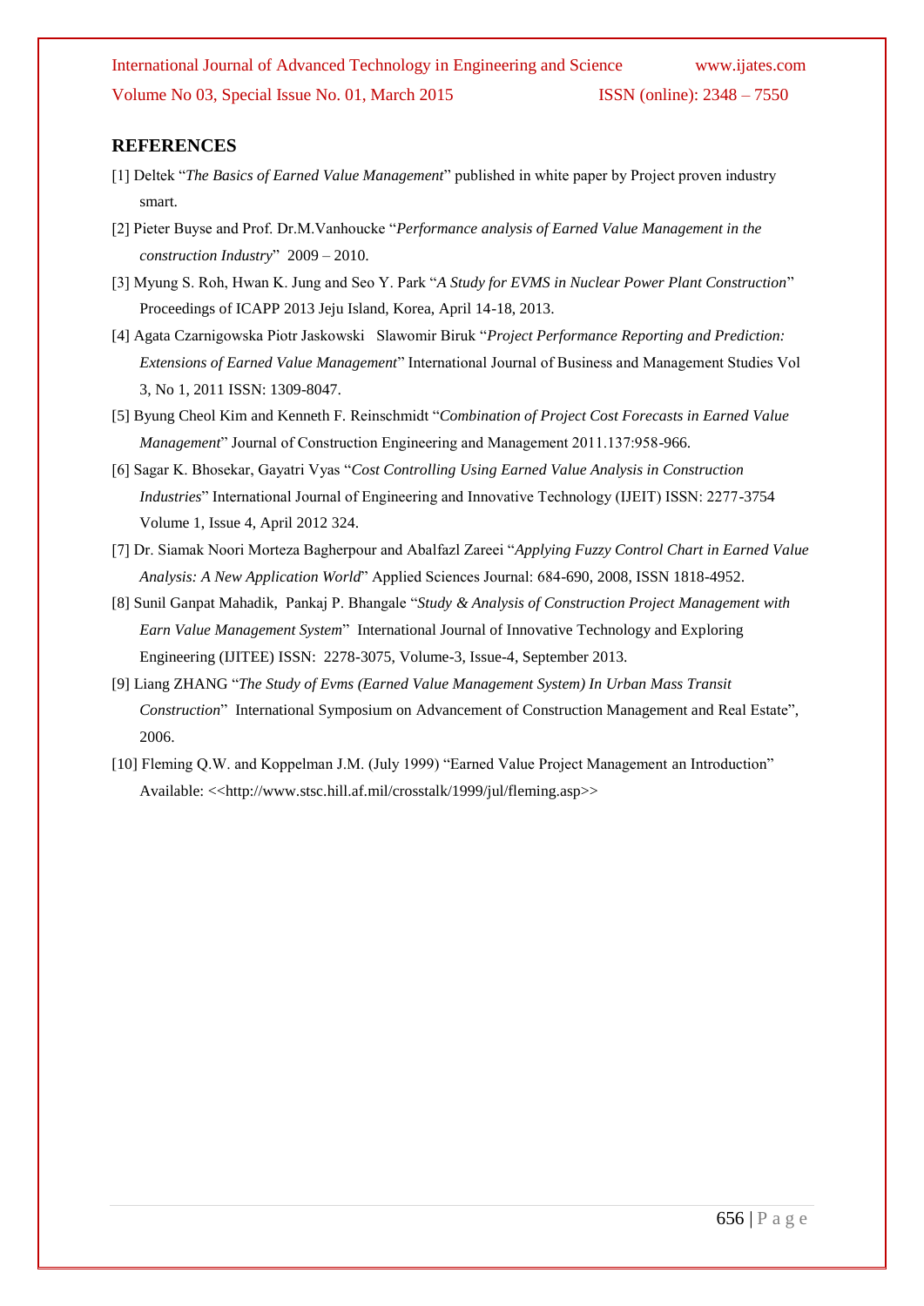## REFERENCES

[1] Deltek "*The Basics of Earned Value Management*" published in white paper by Project proven industry smart.

[2] Pieter Buyse and Prof. Dr.M.Vanhoucke "*Performance analysis of Earned Value Management in the construction Industry*" 2009 – 2010.

[3] Myung S. Roh, Hwan K. Jung and Seo Y. Park "*A Study for EVMS in Nuclear Power Plant Construction*" Proceedings of ICAPP 2013 Jeju Island, Korea, April 14-18, 2013.

[4] Agata Czarnigowska Piotr Jaskowski Slawomir Biruk "*Project Performance Reporting and Prediction: Extensions of Earned Value Management*" International Journal of Business and Management Studies Vol 3, No 1, 2011 ISSN: 1309-8047.

[5] Byung Cheol Kim and Kenneth F. Reinschmidt "*Combination of Project Cost Forecasts in Earned Value Management*" Journal of Construction Engineering and Management 2011.137:958-966.

[6] Sagar K. Bhosekar, Gayatri Vyas "*Cost Controlling Using Earned Value Analysis in Construction Industries*" International Journal of Engineering and Innovative Technology (IJEIT) ISSN: 2277-3754 Volume 1, Issue 4, April 2012 324.

[7] Dr. Siamak Noori Morteza Bagherpour and Abalfazl Zareei "*Applying Fuzzy Control Chart in Earned Value Analysis: A New Application World*" Applied Sciences Journal: 684-690, 2008, ISSN 1818-4952.

[8] Sunil Ganpat Mahadik, Pankaj P. Bhangale "*Study & Analysis of Construction Project Management with Earn Value Management System*" International Journal of Innovative Technology and Exploring Engineering (IJITEE) ISSN: 2278-3075, Volume-3, Issue-4, September 2013.

[9] Liang ZHANG "*The Study of Evms (Earned Value Management System) In Urban Mass Transit Construction*" International Symposium on Advancement of Construction Management and Real Estate", 2006.

[10] Fleming Q.W. and Koppelman J.M. (July 1999) "Earned Value Project Management an Introduction" Available: <<http://www.stsc.hill.af.mil/crosstalk/1999/jul/fleming.asp>>